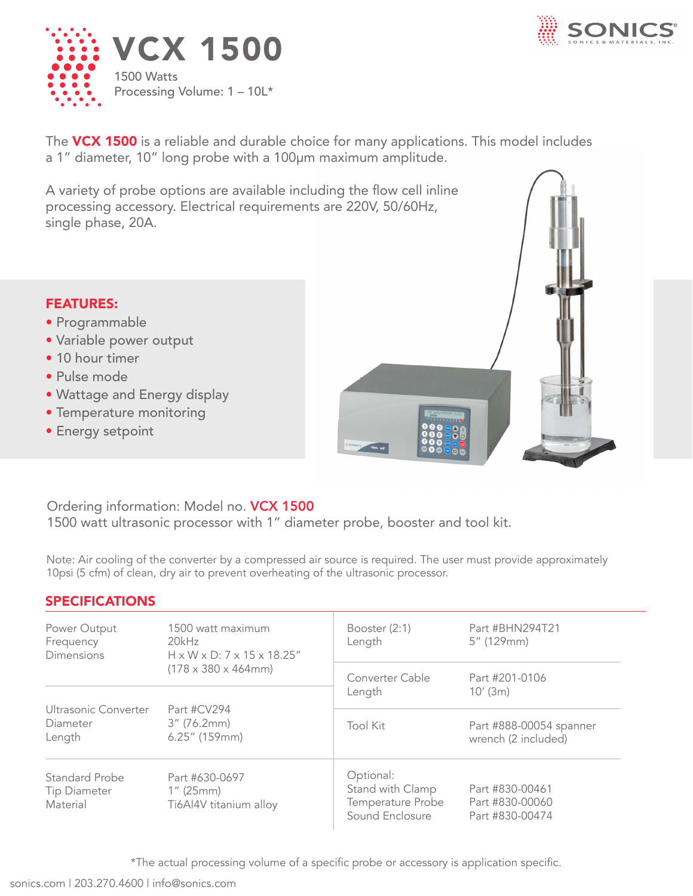# VCX 1500

1500 Watts
Processing Volume: 1 – 10L*

The **VCX 1500** is a reliable and durable choice for many applications. This model includes a 1" diameter, 10" long probe with a 100μm maximum amplitude.

A variety of probe options are available including the flow cell inline processing accessory. Electrical requirements are 220V, 50/60Hz, single phase, 20A.

## FEATURES:

- Programmable
- Variable power output
- 10 hour timer
- Pulse mode
- Wattage and Energy display
- Temperature monitoring
- Energy setpoint

Ordering information: Model no. **VCX 1500**
1500 watt ultrasonic processor with 1" diameter probe, booster and tool kit.

Note: Air cooling of the converter by a compressed air source is required. The user must provide approximately 10psi (5 cfm) of clean, dry air to prevent overheating of the ultrasonic processor.

## SPECIFICATIONS

| | |
|---|---|
| Power Output | 1500 watt maximum |
| Frequency | 20kHz |
| Dimensions | H x W x D: 7 x 15 x 18.25" (178 x 380 x 464mm) |
| Ultrasonic Converter | Part #CV294 |
| Diameter | 3" (76.2mm) |
| Length | 6.25" (159mm) |
| Standard Probe | Part #630-0697 |
| Tip Diameter | 1" (25mm) |
| Material | Ti6Al4V titanium alloy |
| Booster (2:1) | Part #BHN294T21 |
| Length | 5" (129mm) |
| Converter Cable | Part #201-0106 |
| Length | 10' (3m) |
| Tool Kit | Part #888-00054 spanner wrench (2 included) |
| Optional: | |
| Stand with Clamp | Part #830-00461 |
| Temperature Probe | Part #830-00060 |
| Sound Enclosure | Part #830-00474 |

*The actual processing volume of a specific probe or accessory is application specific.

sonics.com | 203.270.4600 | info@sonics.com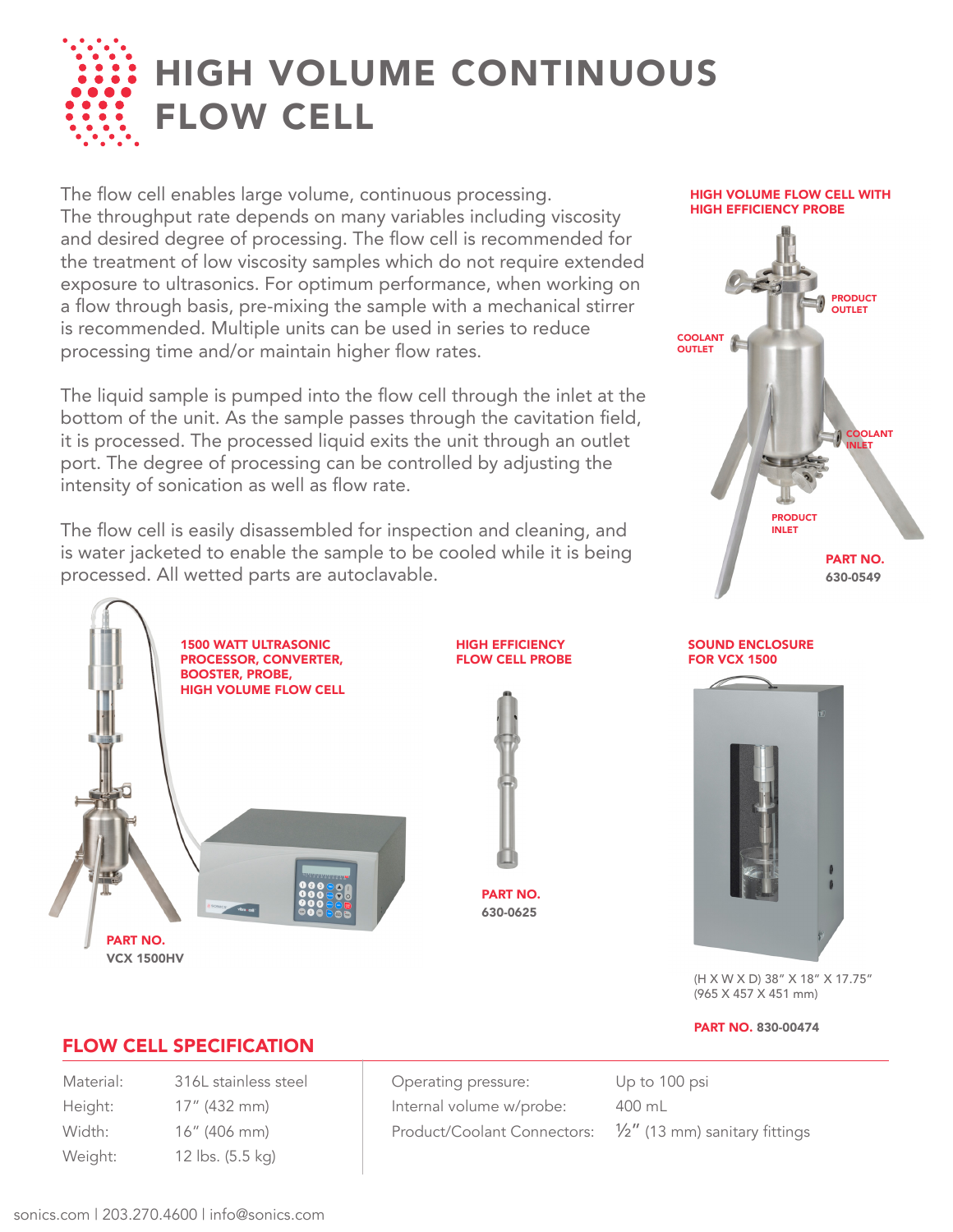# HIGH VOLUME CONTINUOUS FLOW CELL

The flow cell enables large volume, continuous processing. The throughput rate depends on many variables including viscosity and desired degree of processing. The flow cell is recommended for the treatment of low viscosity samples which do not require extended exposure to ultrasonics. For optimum performance, when working on a flow through basis, pre-mixing the sample with a mechanical stirrer is recommended. Multiple units can be used in series to reduce processing time and/or maintain higher flow rates.

The liquid sample is pumped into the flow cell through the inlet at the bottom of the unit. As the sample passes through the cavitation field, it is processed. The processed liquid exits the unit through an outlet port. The degree of processing can be controlled by adjusting the intensity of sonication as well as flow rate.

The flow cell is easily disassembled for inspection and cleaning, and is water jacketed to enable the sample to be cooled while it is being processed. All wetted parts are autoclavable.

**HIGH VOLUME FLOW CELL WITH HIGH EFFICIENCY PROBE**

PRODUCT OUTLET

COOLANT OUTLET

COOLANT INLET

PRODUCT INLET

**PART NO.** 630-0549

**1500 WATT ULTRASONIC PROCESSOR, CONVERTER, BOOSTER, PROBE, HIGH VOLUME FLOW CELL**

**PART NO.** VCX 1500HV

**HIGH EFFICIENCY FLOW CELL PROBE**

**PART NO.** 630-0625

**SOUND ENCLOSURE FOR VCX 1500**

(H X W X D) 38" X 18" X 17.75"
(965 X 457 X 451 mm)

**PART NO.** 830-00474

## FLOW CELL SPECIFICATION

| | | | |
|---|---|---|---|
| Material: | 316L stainless steel | Operating pressure: | Up to 100 psi |
| Height: | 17" (432 mm) | Internal volume w/probe: | 400 mL |
| Width: | 16" (406 mm) | Product/Coolant Connectors: | ½" (13 mm) sanitary fittings |
| Weight: | 12 lbs. (5.5 kg) | | |

sonics.com | 203.270.4600 | info@sonics.com